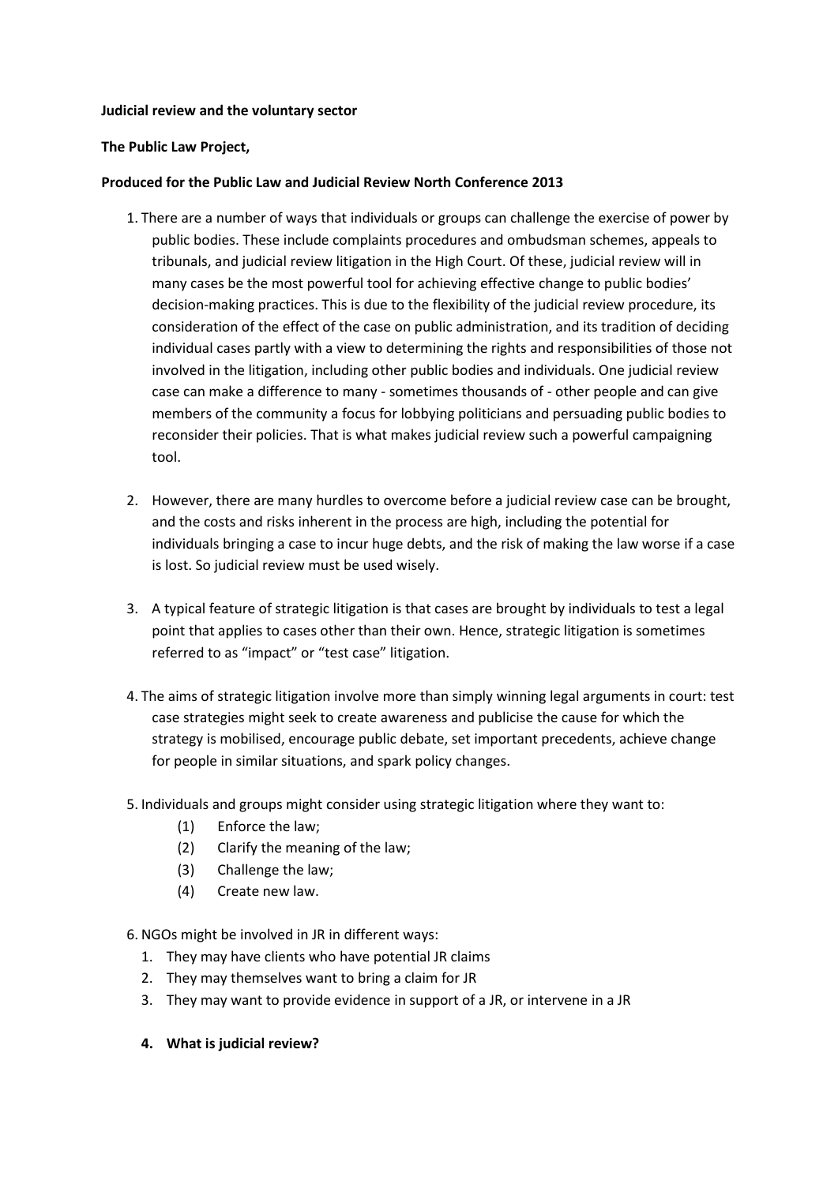**Judicial review and the voluntary sector**

**The Public Law Project,**

**Produced for the Public Law and Judicial Review North Conference 2013**

1. There are a number of ways that individuals or groups can challenge the exercise of power by public bodies. These include complaints procedures and ombudsman schemes, appeals to tribunals, and judicial review litigation in the High Court. Of these, judicial review will in many cases be the most powerful tool for achieving effective change to public bodies' decision-making practices. This is due to the flexibility of the judicial review procedure, its consideration of the effect of the case on public administration, and its tradition of deciding individual cases partly with a view to determining the rights and responsibilities of those not involved in the litigation, including other public bodies and individuals. One judicial review case can make a difference to many - sometimes thousands of - other people and can give members of the community a focus for lobbying politicians and persuading public bodies to reconsider their policies. That is what makes judicial review such a powerful campaigning tool.

2. However, there are many hurdles to overcome before a judicial review case can be brought, and the costs and risks inherent in the process are high, including the potential for individuals bringing a case to incur huge debts, and the risk of making the law worse if a case is lost. So judicial review must be used wisely.

3. A typical feature of strategic litigation is that cases are brought by individuals to test a legal point that applies to cases other than their own. Hence, strategic litigation is sometimes referred to as "impact" or "test case" litigation.

4. The aims of strategic litigation involve more than simply winning legal arguments in court: test case strategies might seek to create awareness and publicise the cause for which the strategy is mobilised, encourage public debate, set important precedents, achieve change for people in similar situations, and spark policy changes.

5. Individuals and groups might consider using strategic litigation where they want to:
   (1) Enforce the law;
   (2) Clarify the meaning of the law;
   (3) Challenge the law;
   (4) Create new law.

6. NGOs might be involved in JR in different ways:
   1. They may have clients who have potential JR claims
   2. They may themselves want to bring a claim for JR
   3. They may want to provide evidence in support of a JR, or intervene in a JR

**4. What is judicial review?**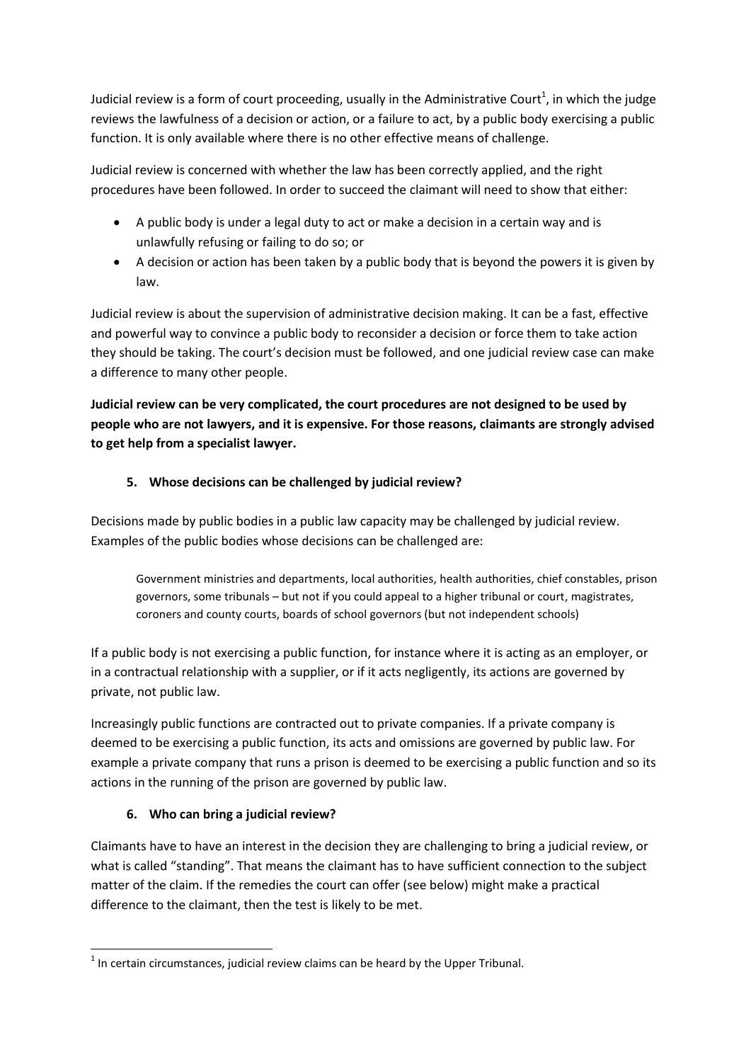Judicial review is a form of court proceeding, usually in the Administrative Court[1], in which the judge reviews the lawfulness of a decision or action, or a failure to act, by a public body exercising a public function. It is only available where there is no other effective means of challenge.

Judicial review is concerned with whether the law has been correctly applied, and the right procedures have been followed. In order to succeed the claimant will need to show that either:

- A public body is under a legal duty to act or make a decision in a certain way and is unlawfully refusing or failing to do so; or
- A decision or action has been taken by a public body that is beyond the powers it is given by law.

Judicial review is about the supervision of administrative decision making. It can be a fast, effective and powerful way to convince a public body to reconsider a decision or force them to take action they should be taking. The court's decision must be followed, and one judicial review case can make a difference to many other people.

**Judicial review can be very complicated, the court procedures are not designed to be used by people who are not lawyers, and it is expensive. For those reasons, claimants are strongly advised to get help from a specialist lawyer.**

## 5. Whose decisions can be challenged by judicial review?

Decisions made by public bodies in a public law capacity may be challenged by judicial review. Examples of the public bodies whose decisions can be challenged are:

> Government ministries and departments, local authorities, health authorities, chief constables, prison governors, some tribunals – but not if you could appeal to a higher tribunal or court, magistrates, coroners and county courts, boards of school governors (but not independent schools)

If a public body is not exercising a public function, for instance where it is acting as an employer, or in a contractual relationship with a supplier, or if it acts negligently, its actions are governed by private, not public law.

Increasingly public functions are contracted out to private companies. If a private company is deemed to be exercising a public function, its acts and omissions are governed by public law. For example a private company that runs a prison is deemed to be exercising a public function and so its actions in the running of the prison are governed by public law.

## 6. Who can bring a judicial review?

Claimants have to have an interest in the decision they are challenging to bring a judicial review, or what is called "standing". That means the claimant has to have sufficient connection to the subject matter of the claim. If the remedies the court can offer (see below) might make a practical difference to the claimant, then the test is likely to be met.

[1] In certain circumstances, judicial review claims can be heard by the Upper Tribunal.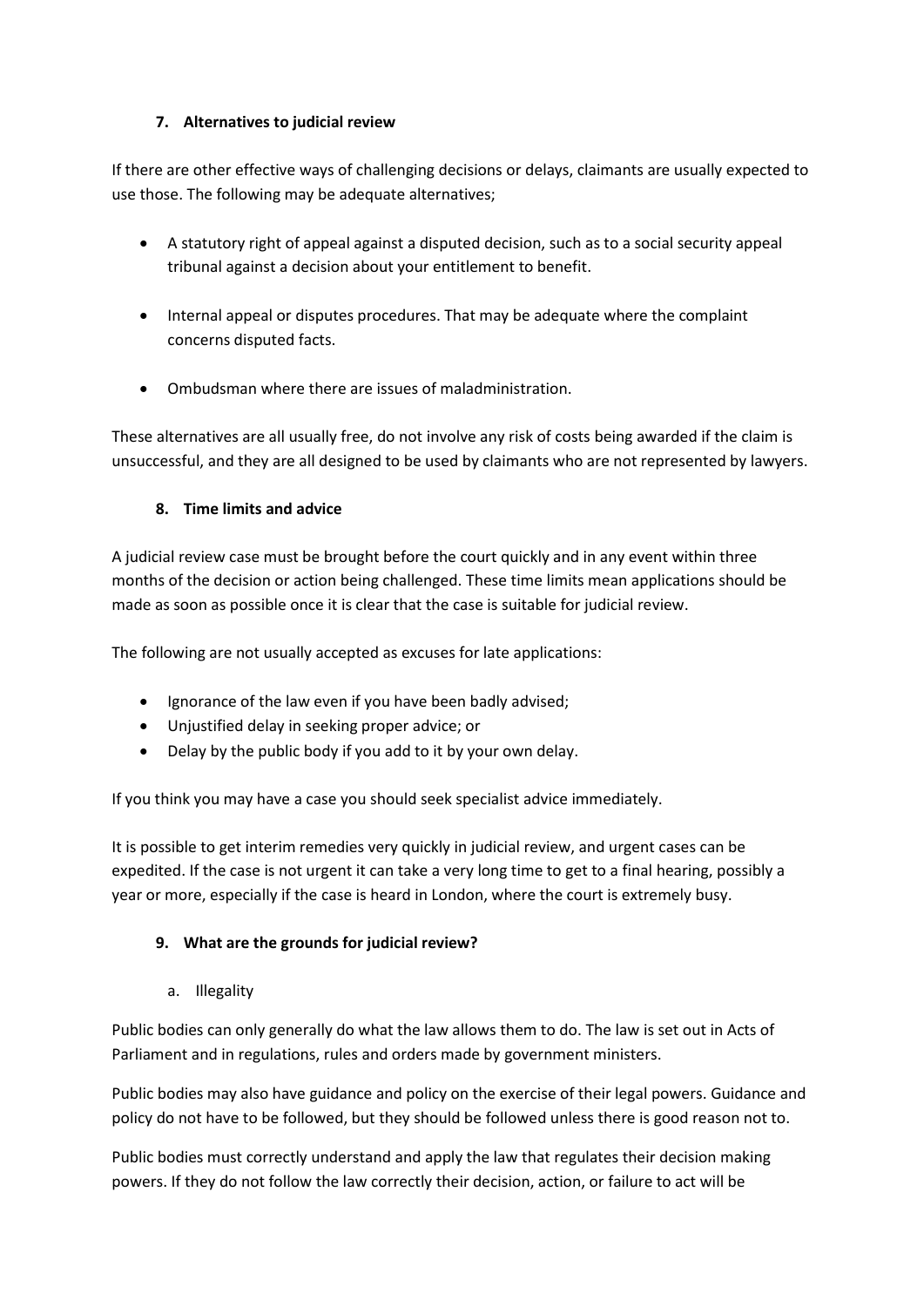## 7. Alternatives to judicial review

If there are other effective ways of challenging decisions or delays, claimants are usually expected to use those. The following may be adequate alternatives;

- A statutory right of appeal against a disputed decision, such as to a social security appeal tribunal against a decision about your entitlement to benefit.
- Internal appeal or disputes procedures. That may be adequate where the complaint concerns disputed facts.
- Ombudsman where there are issues of maladministration.

These alternatives are all usually free, do not involve any risk of costs being awarded if the claim is unsuccessful, and they are all designed to be used by claimants who are not represented by lawyers.

## 8. Time limits and advice

A judicial review case must be brought before the court quickly and in any event within three months of the decision or action being challenged. These time limits mean applications should be made as soon as possible once it is clear that the case is suitable for judicial review.

The following are not usually accepted as excuses for late applications:

- Ignorance of the law even if you have been badly advised;
- Unjustified delay in seeking proper advice; or
- Delay by the public body if you add to it by your own delay.

If you think you may have a case you should seek specialist advice immediately.

It is possible to get interim remedies very quickly in judicial review, and urgent cases can be expedited. If the case is not urgent it can take a very long time to get to a final hearing, possibly a year or more, especially if the case is heard in London, where the court is extremely busy.

## 9. What are the grounds for judicial review?

### a. Illegality

Public bodies can only generally do what the law allows them to do. The law is set out in Acts of Parliament and in regulations, rules and orders made by government ministers.

Public bodies may also have guidance and policy on the exercise of their legal powers. Guidance and policy do not have to be followed, but they should be followed unless there is good reason not to.

Public bodies must correctly understand and apply the law that regulates their decision making powers. If they do not follow the law correctly their decision, action, or failure to act will be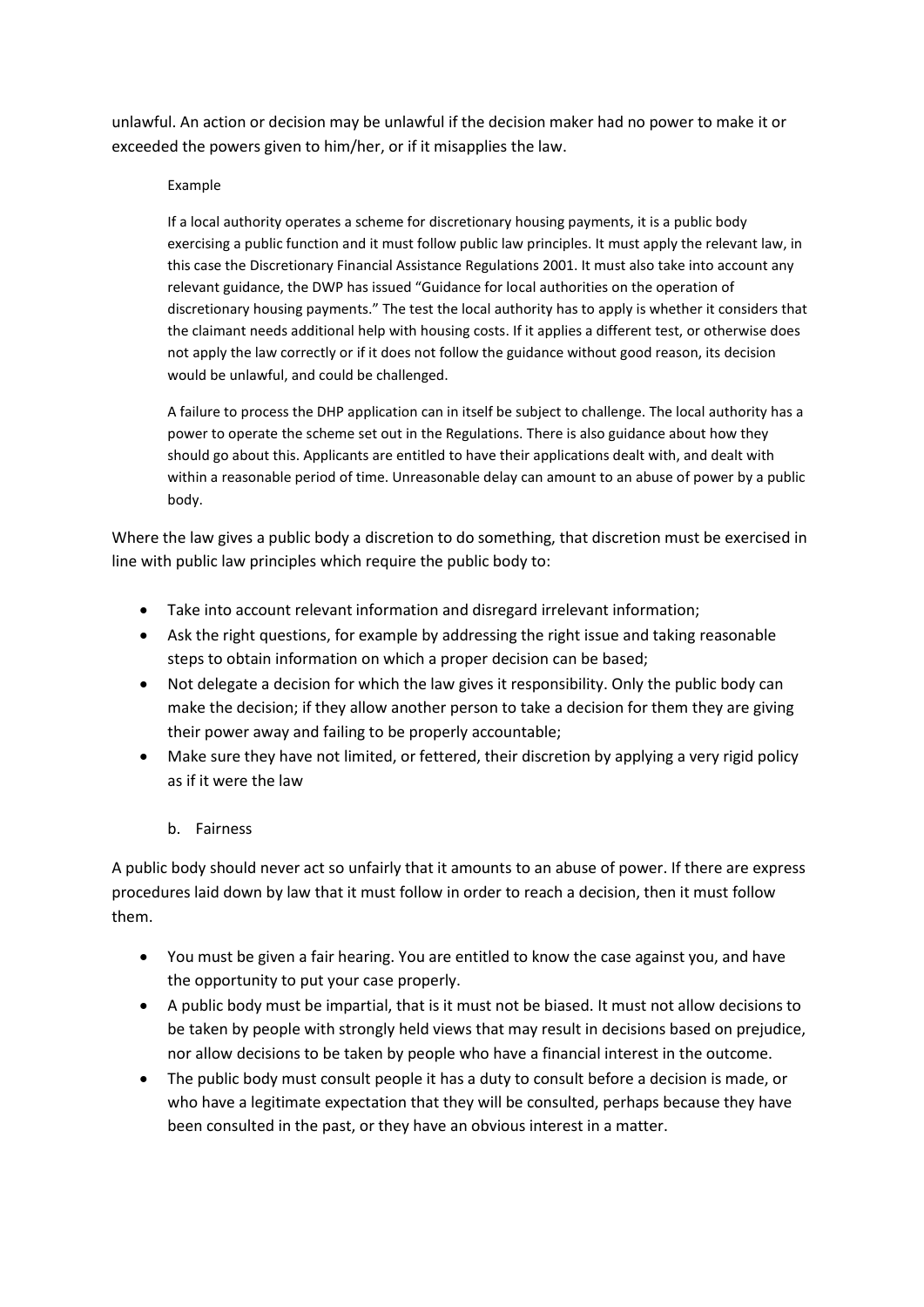unlawful. An action or decision may be unlawful if the decision maker had no power to make it or exceeded the powers given to him/her, or if it misapplies the law.

> Example
>
> If a local authority operates a scheme for discretionary housing payments, it is a public body exercising a public function and it must follow public law principles. It must apply the relevant law, in this case the Discretionary Financial Assistance Regulations 2001. It must also take into account any relevant guidance, the DWP has issued "Guidance for local authorities on the operation of discretionary housing payments." The test the local authority has to apply is whether it considers that the claimant needs additional help with housing costs. If it applies a different test, or otherwise does not apply the law correctly or if it does not follow the guidance without good reason, its decision would be unlawful, and could be challenged.
>
> A failure to process the DHP application can in itself be subject to challenge. The local authority has a power to operate the scheme set out in the Regulations. There is also guidance about how they should go about this. Applicants are entitled to have their applications dealt with, and dealt with within a reasonable period of time. Unreasonable delay can amount to an abuse of power by a public body.

Where the law gives a public body a discretion to do something, that discretion must be exercised in line with public law principles which require the public body to:

- Take into account relevant information and disregard irrelevant information;
- Ask the right questions, for example by addressing the right issue and taking reasonable steps to obtain information on which a proper decision can be based;
- Not delegate a decision for which the law gives it responsibility. Only the public body can make the decision; if they allow another person to take a decision for them they are giving their power away and failing to be properly accountable;
- Make sure they have not limited, or fettered, their discretion by applying a very rigid policy as if it were the law

b. Fairness

A public body should never act so unfairly that it amounts to an abuse of power. If there are express procedures laid down by law that it must follow in order to reach a decision, then it must follow them.

- You must be given a fair hearing. You are entitled to know the case against you, and have the opportunity to put your case properly.
- A public body must be impartial, that is it must not be biased. It must not allow decisions to be taken by people with strongly held views that may result in decisions based on prejudice, nor allow decisions to be taken by people who have a financial interest in the outcome.
- The public body must consult people it has a duty to consult before a decision is made, or who have a legitimate expectation that they will be consulted, perhaps because they have been consulted in the past, or they have an obvious interest in a matter.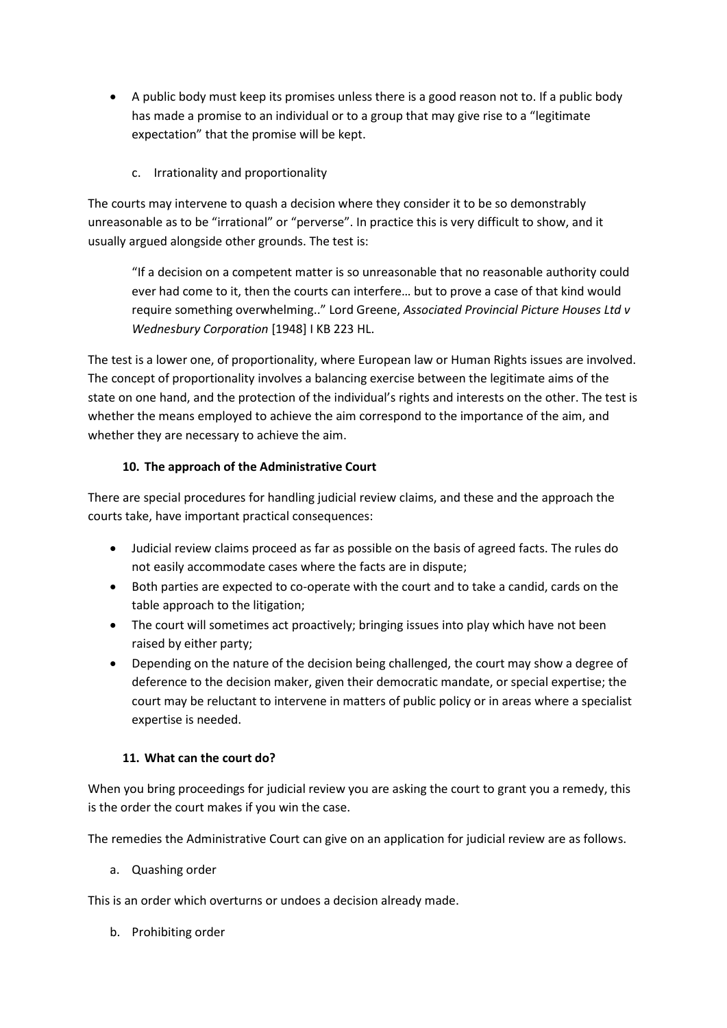- A public body must keep its promises unless there is a good reason not to. If a public body has made a promise to an individual or to a group that may give rise to a "legitimate expectation" that the promise will be kept.

c. Irrationality and proportionality

The courts may intervene to quash a decision where they consider it to be so demonstrably unreasonable as to be "irrational" or "perverse". In practice this is very difficult to show, and it usually argued alongside other grounds. The test is:

> "If a decision on a competent matter is so unreasonable that no reasonable authority could ever had come to it, then the courts can interfere… but to prove a case of that kind would require something overwhelming.." Lord Greene, *Associated Provincial Picture Houses Ltd v Wednesbury Corporation* [1948] I KB 223 HL.

The test is a lower one, of proportionality, where European law or Human Rights issues are involved. The concept of proportionality involves a balancing exercise between the legitimate aims of the state on one hand, and the protection of the individual's rights and interests on the other. The test is whether the means employed to achieve the aim correspond to the importance of the aim, and whether they are necessary to achieve the aim.

### 10. The approach of the Administrative Court

There are special procedures for handling judicial review claims, and these and the approach the courts take, have important practical consequences:

- Judicial review claims proceed as far as possible on the basis of agreed facts. The rules do not easily accommodate cases where the facts are in dispute;
- Both parties are expected to co-operate with the court and to take a candid, cards on the table approach to the litigation;
- The court will sometimes act proactively; bringing issues into play which have not been raised by either party;
- Depending on the nature of the decision being challenged, the court may show a degree of deference to the decision maker, given their democratic mandate, or special expertise; the court may be reluctant to intervene in matters of public policy or in areas where a specialist expertise is needed.

### 11. What can the court do?

When you bring proceedings for judicial review you are asking the court to grant you a remedy, this is the order the court makes if you win the case.

The remedies the Administrative Court can give on an application for judicial review are as follows.

a. Quashing order

This is an order which overturns or undoes a decision already made.

b. Prohibiting order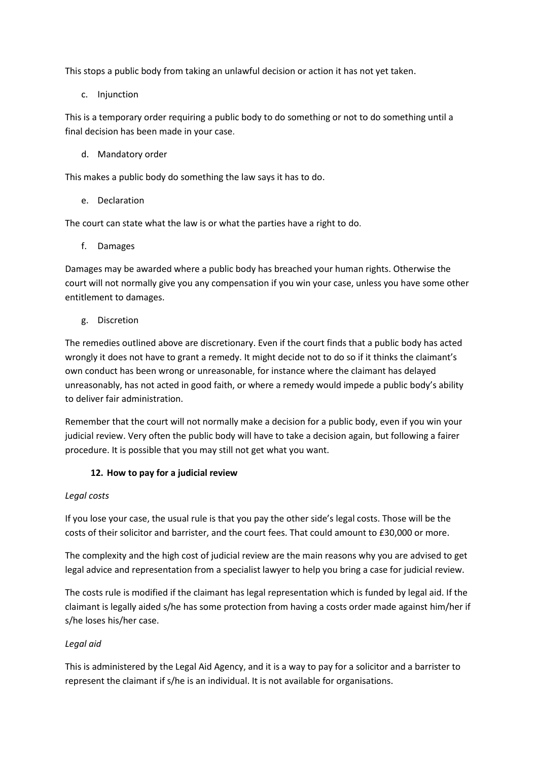This stops a public body from taking an unlawful decision or action it has not yet taken.

c. Injunction

This is a temporary order requiring a public body to do something or not to do something until a final decision has been made in your case.

d. Mandatory order

This makes a public body do something the law says it has to do.

e. Declaration

The court can state what the law is or what the parties have a right to do.

f. Damages

Damages may be awarded where a public body has breached your human rights. Otherwise the court will not normally give you any compensation if you win your case, unless you have some other entitlement to damages.

g. Discretion

The remedies outlined above are discretionary. Even if the court finds that a public body has acted wrongly it does not have to grant a remedy. It might decide not to do so if it thinks the claimant's own conduct has been wrong or unreasonable, for instance where the claimant has delayed unreasonably, has not acted in good faith, or where a remedy would impede a public body's ability to deliver fair administration.

Remember that the court will not normally make a decision for a public body, even if you win your judicial review. Very often the public body will have to take a decision again, but following a fairer procedure. It is possible that you may still not get what you want.

## 12. How to pay for a judicial review

*Legal costs*

If you lose your case, the usual rule is that you pay the other side's legal costs. Those will be the costs of their solicitor and barrister, and the court fees. That could amount to £30,000 or more.

The complexity and the high cost of judicial review are the main reasons why you are advised to get legal advice and representation from a specialist lawyer to help you bring a case for judicial review.

The costs rule is modified if the claimant has legal representation which is funded by legal aid. If the claimant is legally aided s/he has some protection from having a costs order made against him/her if s/he loses his/her case.

*Legal aid*

This is administered by the Legal Aid Agency, and it is a way to pay for a solicitor and a barrister to represent the claimant if s/he is an individual. It is not available for organisations.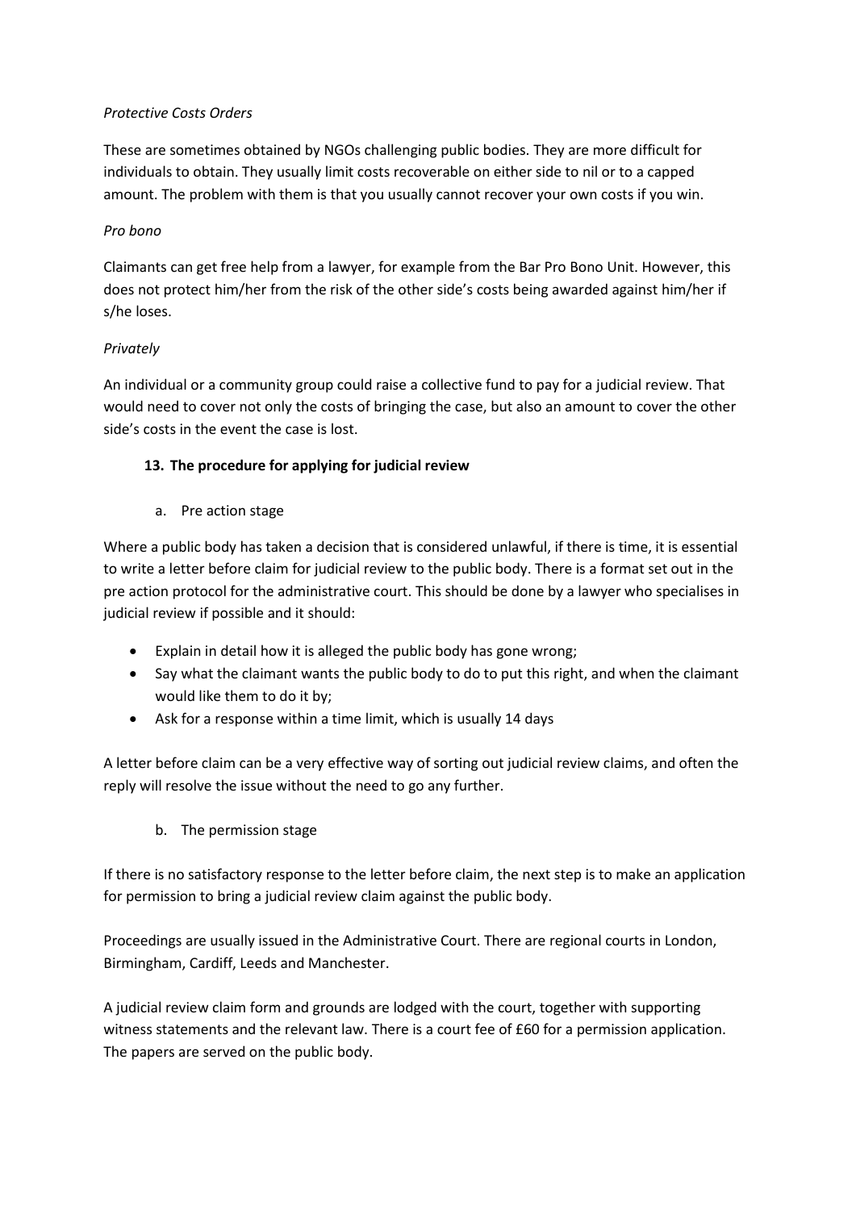*Protective Costs Orders*

These are sometimes obtained by NGOs challenging public bodies. They are more difficult for individuals to obtain. They usually limit costs recoverable on either side to nil or to a capped amount. The problem with them is that you usually cannot recover your own costs if you win.

*Pro bono*

Claimants can get free help from a lawyer, for example from the Bar Pro Bono Unit. However, this does not protect him/her from the risk of the other side's costs being awarded against him/her if s/he loses.

*Privately*

An individual or a community group could raise a collective fund to pay for a judicial review. That would need to cover not only the costs of bringing the case, but also an amount to cover the other side's costs in the event the case is lost.

## 13. The procedure for applying for judicial review

### a. Pre action stage

Where a public body has taken a decision that is considered unlawful, if there is time, it is essential to write a letter before claim for judicial review to the public body. There is a format set out in the pre action protocol for the administrative court. This should be done by a lawyer who specialises in judicial review if possible and it should:

- Explain in detail how it is alleged the public body has gone wrong;
- Say what the claimant wants the public body to do to put this right, and when the claimant would like them to do it by;
- Ask for a response within a time limit, which is usually 14 days

A letter before claim can be a very effective way of sorting out judicial review claims, and often the reply will resolve the issue without the need to go any further.

### b. The permission stage

If there is no satisfactory response to the letter before claim, the next step is to make an application for permission to bring a judicial review claim against the public body.

Proceedings are usually issued in the Administrative Court. There are regional courts in London, Birmingham, Cardiff, Leeds and Manchester.

A judicial review claim form and grounds are lodged with the court, together with supporting witness statements and the relevant law. There is a court fee of £60 for a permission application. The papers are served on the public body.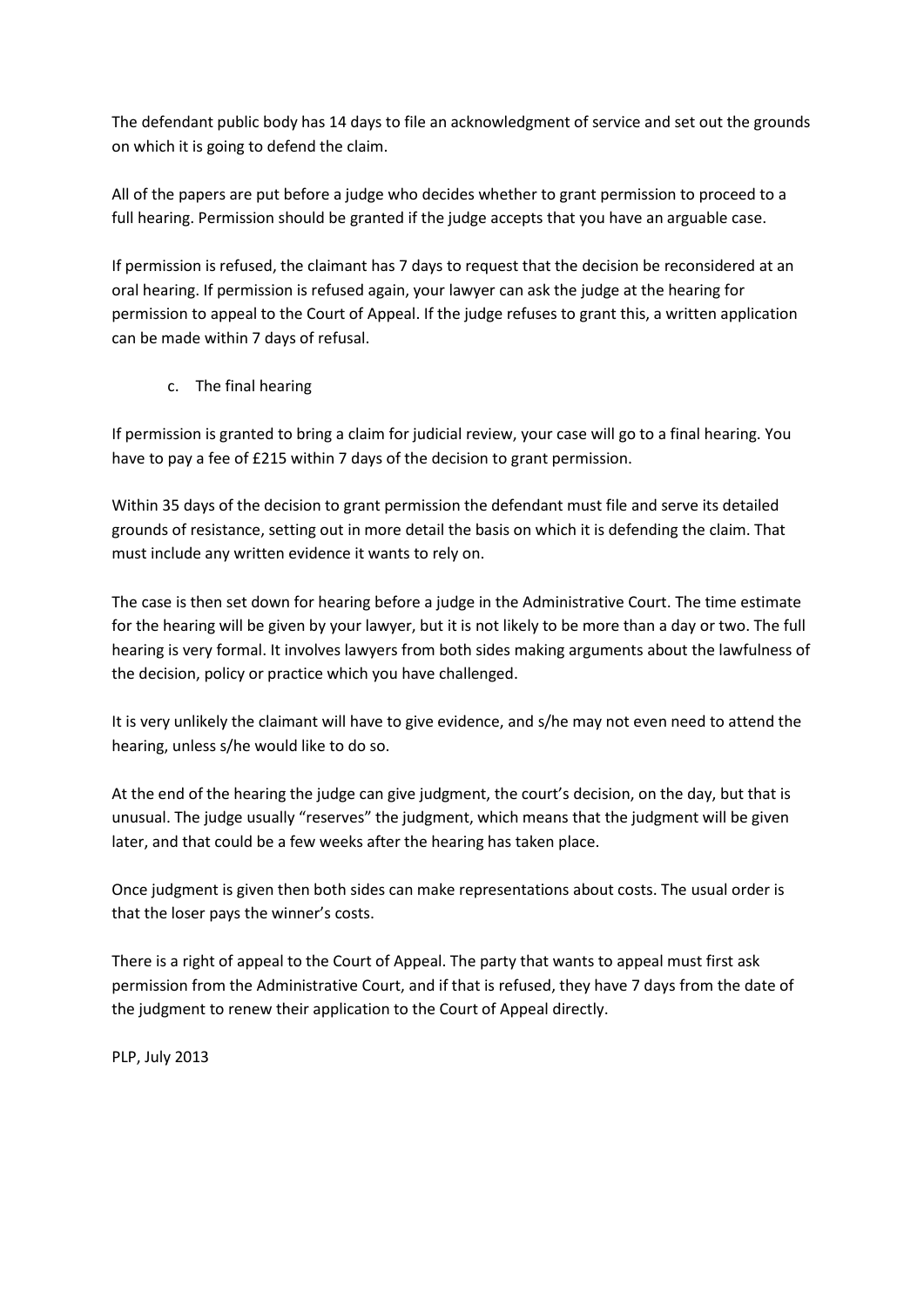The defendant public body has 14 days to file an acknowledgment of service and set out the grounds on which it is going to defend the claim.

All of the papers are put before a judge who decides whether to grant permission to proceed to a full hearing. Permission should be granted if the judge accepts that you have an arguable case.

If permission is refused, the claimant has 7 days to request that the decision be reconsidered at an oral hearing. If permission is refused again, your lawyer can ask the judge at the hearing for permission to appeal to the Court of Appeal. If the judge refuses to grant this, a written application can be made within 7 days of refusal.

c. The final hearing

If permission is granted to bring a claim for judicial review, your case will go to a final hearing. You have to pay a fee of £215 within 7 days of the decision to grant permission.

Within 35 days of the decision to grant permission the defendant must file and serve its detailed grounds of resistance, setting out in more detail the basis on which it is defending the claim. That must include any written evidence it wants to rely on.

The case is then set down for hearing before a judge in the Administrative Court. The time estimate for the hearing will be given by your lawyer, but it is not likely to be more than a day or two. The full hearing is very formal. It involves lawyers from both sides making arguments about the lawfulness of the decision, policy or practice which you have challenged.

It is very unlikely the claimant will have to give evidence, and s/he may not even need to attend the hearing, unless s/he would like to do so.

At the end of the hearing the judge can give judgment, the court's decision, on the day, but that is unusual. The judge usually "reserves" the judgment, which means that the judgment will be given later, and that could be a few weeks after the hearing has taken place.

Once judgment is given then both sides can make representations about costs. The usual order is that the loser pays the winner's costs.

There is a right of appeal to the Court of Appeal. The party that wants to appeal must first ask permission from the Administrative Court, and if that is refused, they have 7 days from the date of the judgment to renew their application to the Court of Appeal directly.

PLP, July 2013